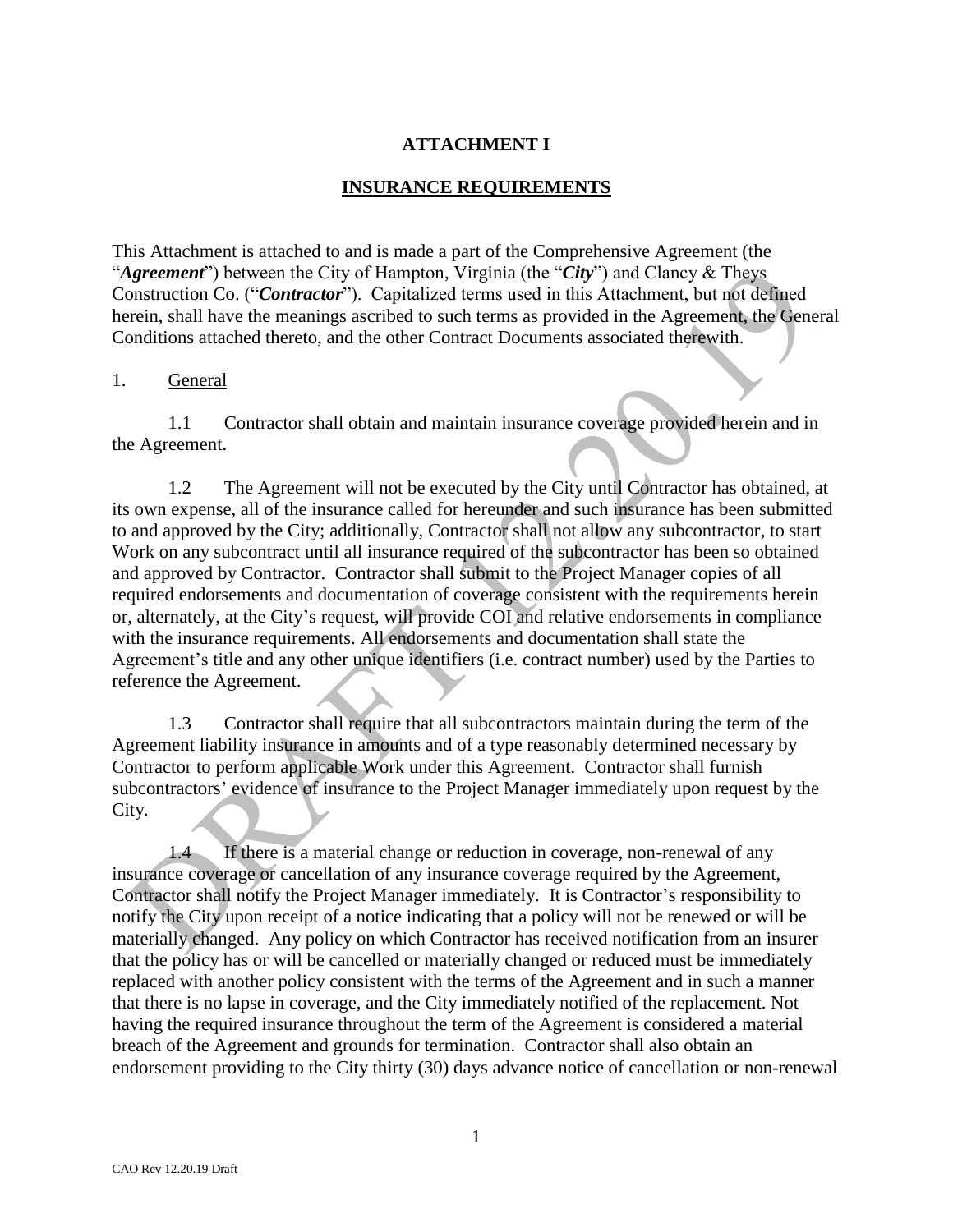# ATTACHMENT I

## INSURANCE REQUIREMENTS

This Attachment is attached to and is made a part of the Comprehensive Agreement (the "***Agreement***") between the City of Hampton, Virginia (the "***City***") and Clancy & Theys Construction Co. ("***Contractor***"). Capitalized terms used in this Attachment, but not defined herein, shall have the meanings ascribed to such terms as provided in the Agreement, the General Conditions attached thereto, and the other Contract Documents associated therewith.

1. General

1.1 Contractor shall obtain and maintain insurance coverage provided herein and in the Agreement.

1.2 The Agreement will not be executed by the City until Contractor has obtained, at its own expense, all of the insurance called for hereunder and such insurance has been submitted to and approved by the City; additionally, Contractor shall not allow any subcontractor, to start Work on any subcontract until all insurance required of the subcontractor has been so obtained and approved by Contractor. Contractor shall submit to the Project Manager copies of all required endorsements and documentation of coverage consistent with the requirements herein or, alternately, at the City's request, will provide COI and relative endorsements in compliance with the insurance requirements. All endorsements and documentation shall state the Agreement's title and any other unique identifiers (i.e. contract number) used by the Parties to reference the Agreement.

1.3 Contractor shall require that all subcontractors maintain during the term of the Agreement liability insurance in amounts and of a type reasonably determined necessary by Contractor to perform applicable Work under this Agreement. Contractor shall furnish subcontractors' evidence of insurance to the Project Manager immediately upon request by the City.

1.4 If there is a material change or reduction in coverage, non-renewal of any insurance coverage or cancellation of any insurance coverage required by the Agreement, Contractor shall notify the Project Manager immediately. It is Contractor's responsibility to notify the City upon receipt of a notice indicating that a policy will not be renewed or will be materially changed. Any policy on which Contractor has received notification from an insurer that the policy has or will be cancelled or materially changed or reduced must be immediately replaced with another policy consistent with the terms of the Agreement and in such a manner that there is no lapse in coverage, and the City immediately notified of the replacement. Not having the required insurance throughout the term of the Agreement is considered a material breach of the Agreement and grounds for termination. Contractor shall also obtain an endorsement providing to the City thirty (30) days advance notice of cancellation or non-renewal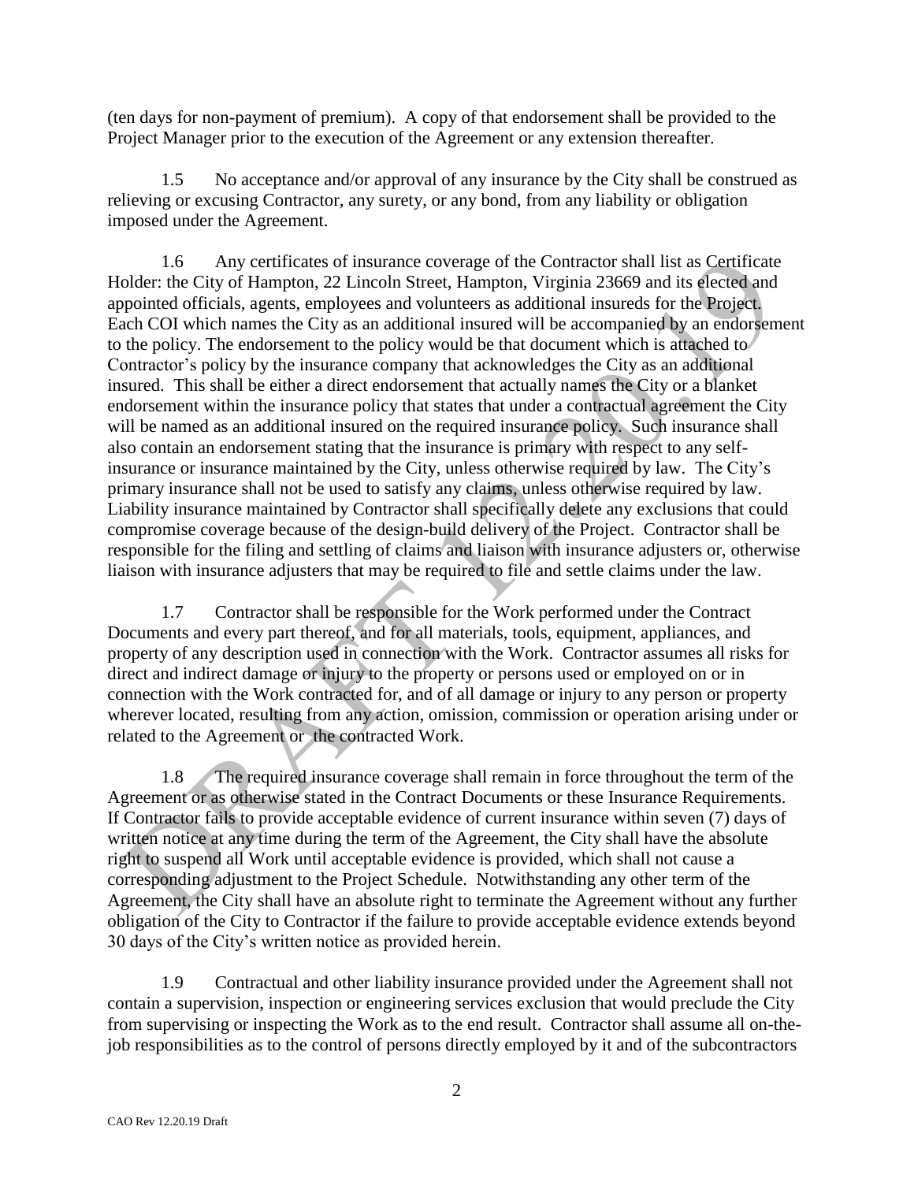(ten days for non-payment of premium). A copy of that endorsement shall be provided to the Project Manager prior to the execution of the Agreement or any extension thereafter.

1.5 No acceptance and/or approval of any insurance by the City shall be construed as relieving or excusing Contractor, any surety, or any bond, from any liability or obligation imposed under the Agreement.

1.6 Any certificates of insurance coverage of the Contractor shall list as Certificate Holder: the City of Hampton, 22 Lincoln Street, Hampton, Virginia 23669 and its elected and appointed officials, agents, employees and volunteers as additional insureds for the Project. Each COI which names the City as an additional insured will be accompanied by an endorsement to the policy. The endorsement to the policy would be that document which is attached to Contractor's policy by the insurance company that acknowledges the City as an additional insured. This shall be either a direct endorsement that actually names the City or a blanket endorsement within the insurance policy that states that under a contractual agreement the City will be named as an additional insured on the required insurance policy. Such insurance shall also contain an endorsement stating that the insurance is primary with respect to any self-insurance or insurance maintained by the City, unless otherwise required by law. The City's primary insurance shall not be used to satisfy any claims, unless otherwise required by law. Liability insurance maintained by Contractor shall specifically delete any exclusions that could compromise coverage because of the design-build delivery of the Project. Contractor shall be responsible for the filing and settling of claims and liaison with insurance adjusters or, otherwise liaison with insurance adjusters that may be required to file and settle claims under the law.

1.7 Contractor shall be responsible for the Work performed under the Contract Documents and every part thereof, and for all materials, tools, equipment, appliances, and property of any description used in connection with the Work. Contractor assumes all risks for direct and indirect damage or injury to the property or persons used or employed on or in connection with the Work contracted for, and of all damage or injury to any person or property wherever located, resulting from any action, omission, commission or operation arising under or related to the Agreement or the contracted Work.

1.8 The required insurance coverage shall remain in force throughout the term of the Agreement or as otherwise stated in the Contract Documents or these Insurance Requirements. If Contractor fails to provide acceptable evidence of current insurance within seven (7) days of written notice at any time during the term of the Agreement, the City shall have the absolute right to suspend all Work until acceptable evidence is provided, which shall not cause a corresponding adjustment to the Project Schedule. Notwithstanding any other term of the Agreement, the City shall have an absolute right to terminate the Agreement without any further obligation of the City to Contractor if the failure to provide acceptable evidence extends beyond 30 days of the City's written notice as provided herein.

1.9 Contractual and other liability insurance provided under the Agreement shall not contain a supervision, inspection or engineering services exclusion that would preclude the City from supervising or inspecting the Work as to the end result. Contractor shall assume all on-the-job responsibilities as to the control of persons directly employed by it and of the subcontractors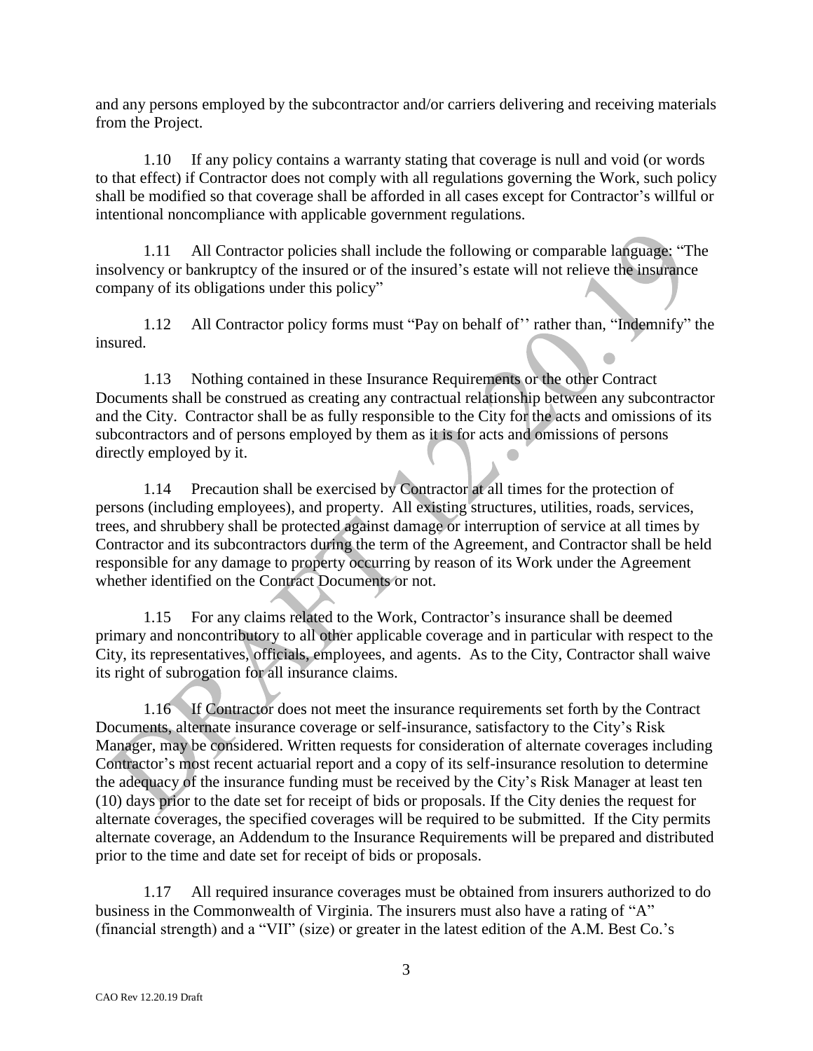and any persons employed by the subcontractor and/or carriers delivering and receiving materials from the Project.

1.10 If any policy contains a warranty stating that coverage is null and void (or words to that effect) if Contractor does not comply with all regulations governing the Work, such policy shall be modified so that coverage shall be afforded in all cases except for Contractor's willful or intentional noncompliance with applicable government regulations.

1.11 All Contractor policies shall include the following or comparable language: "The insolvency or bankruptcy of the insured or of the insured's estate will not relieve the insurance company of its obligations under this policy"

1.12 All Contractor policy forms must "Pay on behalf of'' rather than, "Indemnify" the insured.

1.13 Nothing contained in these Insurance Requirements or the other Contract Documents shall be construed as creating any contractual relationship between any subcontractor and the City. Contractor shall be as fully responsible to the City for the acts and omissions of its subcontractors and of persons employed by them as it is for acts and omissions of persons directly employed by it.

1.14 Precaution shall be exercised by Contractor at all times for the protection of persons (including employees), and property. All existing structures, utilities, roads, services, trees, and shrubbery shall be protected against damage or interruption of service at all times by Contractor and its subcontractors during the term of the Agreement, and Contractor shall be held responsible for any damage to property occurring by reason of its Work under the Agreement whether identified on the Contract Documents or not.

1.15 For any claims related to the Work, Contractor's insurance shall be deemed primary and noncontributory to all other applicable coverage and in particular with respect to the City, its representatives, officials, employees, and agents. As to the City, Contractor shall waive its right of subrogation for all insurance claims.

1.16 If Contractor does not meet the insurance requirements set forth by the Contract Documents, alternate insurance coverage or self-insurance, satisfactory to the City's Risk Manager, may be considered. Written requests for consideration of alternate coverages including Contractor's most recent actuarial report and a copy of its self-insurance resolution to determine the adequacy of the insurance funding must be received by the City's Risk Manager at least ten (10) days prior to the date set for receipt of bids or proposals. If the City denies the request for alternate coverages, the specified coverages will be required to be submitted. If the City permits alternate coverage, an Addendum to the Insurance Requirements will be prepared and distributed prior to the time and date set for receipt of bids or proposals.

1.17 All required insurance coverages must be obtained from insurers authorized to do business in the Commonwealth of Virginia. The insurers must also have a rating of "A" (financial strength) and a "VII" (size) or greater in the latest edition of the A.M. Best Co.'s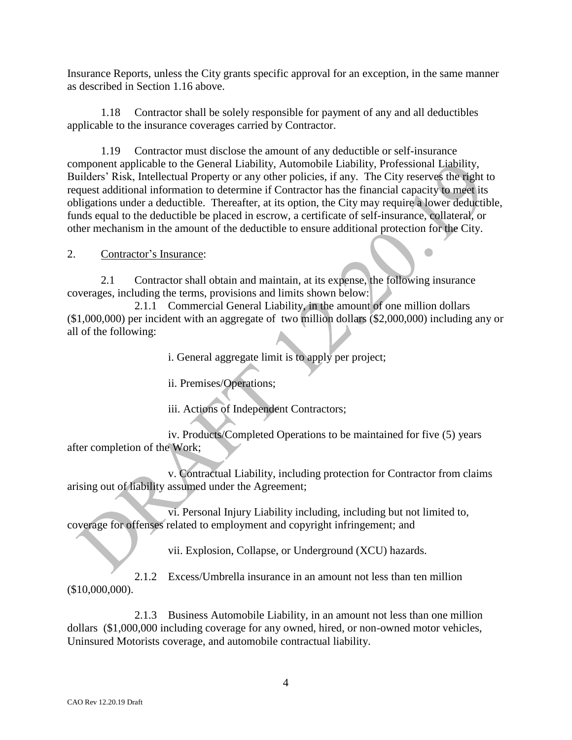Insurance Reports, unless the City grants specific approval for an exception, in the same manner as described in Section 1.16 above.

1.18 Contractor shall be solely responsible for payment of any and all deductibles applicable to the insurance coverages carried by Contractor.

1.19 Contractor must disclose the amount of any deductible or self-insurance component applicable to the General Liability, Automobile Liability, Professional Liability, Builders' Risk, Intellectual Property or any other policies, if any. The City reserves the right to request additional information to determine if Contractor has the financial capacity to meet its obligations under a deductible. Thereafter, at its option, the City may require a lower deductible, funds equal to the deductible be placed in escrow, a certificate of self-insurance, collateral, or other mechanism in the amount of the deductible to ensure additional protection for the City.

2. Contractor's Insurance:

2.1 Contractor shall obtain and maintain, at its expense, the following insurance coverages, including the terms, provisions and limits shown below:

2.1.1 Commercial General Liability, in the amount of one million dollars ($1,000,000) per incident with an aggregate of two million dollars ($2,000,000) including any or all of the following:

i. General aggregate limit is to apply per project;

ii. Premises/Operations;

iii. Actions of Independent Contractors;

iv. Products/Completed Operations to be maintained for five (5) years after completion of the Work;

v. Contractual Liability, including protection for Contractor from claims arising out of liability assumed under the Agreement;

vi. Personal Injury Liability including, including but not limited to, coverage for offenses related to employment and copyright infringement; and

vii. Explosion, Collapse, or Underground (XCU) hazards.

2.1.2 Excess/Umbrella insurance in an amount not less than ten million ($10,000,000).

2.1.3 Business Automobile Liability, in an amount not less than one million dollars ($1,000,000 including coverage for any owned, hired, or non-owned motor vehicles, Uninsured Motorists coverage, and automobile contractual liability.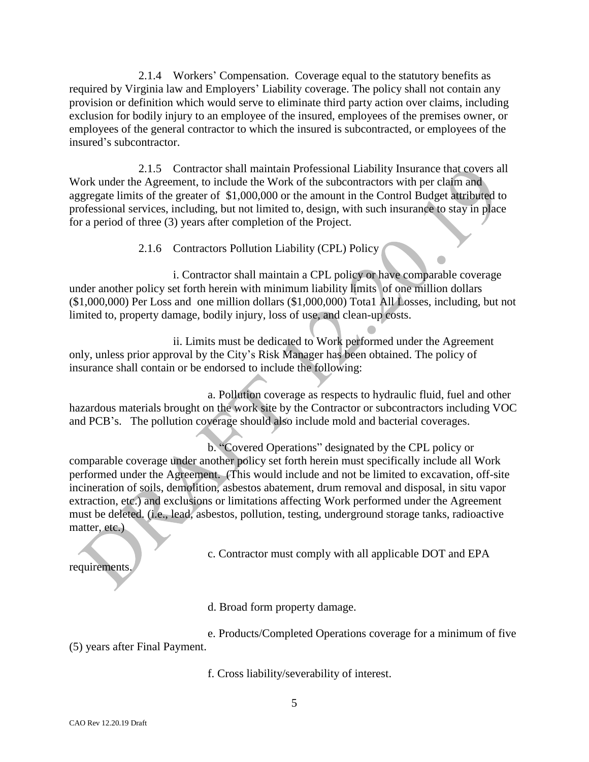2.1.4 Workers' Compensation. Coverage equal to the statutory benefits as required by Virginia law and Employers' Liability coverage. The policy shall not contain any provision or definition which would serve to eliminate third party action over claims, including exclusion for bodily injury to an employee of the insured, employees of the premises owner, or employees of the general contractor to which the insured is subcontracted, or employees of the insured's subcontractor.

2.1.5 Contractor shall maintain Professional Liability Insurance that covers all Work under the Agreement, to include the Work of the subcontractors with per claim and aggregate limits of the greater of $1,000,000 or the amount in the Control Budget attributed to professional services, including, but not limited to, design, with such insurance to stay in place for a period of three (3) years after completion of the Project.

2.1.6 Contractors Pollution Liability (CPL) Policy

i. Contractor shall maintain a CPL policy or have comparable coverage under another policy set forth herein with minimum liability limits of one million dollars ($1,000,000) Per Loss and one million dollars ($1,000,000) Tota1 All Losses, including, but not limited to, property damage, bodily injury, loss of use, and clean-up costs.

ii. Limits must be dedicated to Work performed under the Agreement only, unless prior approval by the City's Risk Manager has been obtained. The policy of insurance shall contain or be endorsed to include the following:

a. Pollution coverage as respects to hydraulic fluid, fuel and other hazardous materials brought on the work site by the Contractor or subcontractors including VOC and PCB's. The pollution coverage should also include mold and bacterial coverages.

b. "Covered Operations" designated by the CPL policy or comparable coverage under another policy set forth herein must specifically include all Work performed under the Agreement. (This would include and not be limited to excavation, off-site incineration of soils, demolition, asbestos abatement, drum removal and disposal, in situ vapor extraction, etc.) and exclusions or limitations affecting Work performed under the Agreement must be deleted. (i.e., lead, asbestos, pollution, testing, underground storage tanks, radioactive matter, etc.)

c. Contractor must comply with all applicable DOT and EPA requirements.

d. Broad form property damage.

e. Products/Completed Operations coverage for a minimum of five (5) years after Final Payment.

f. Cross liability/severability of interest.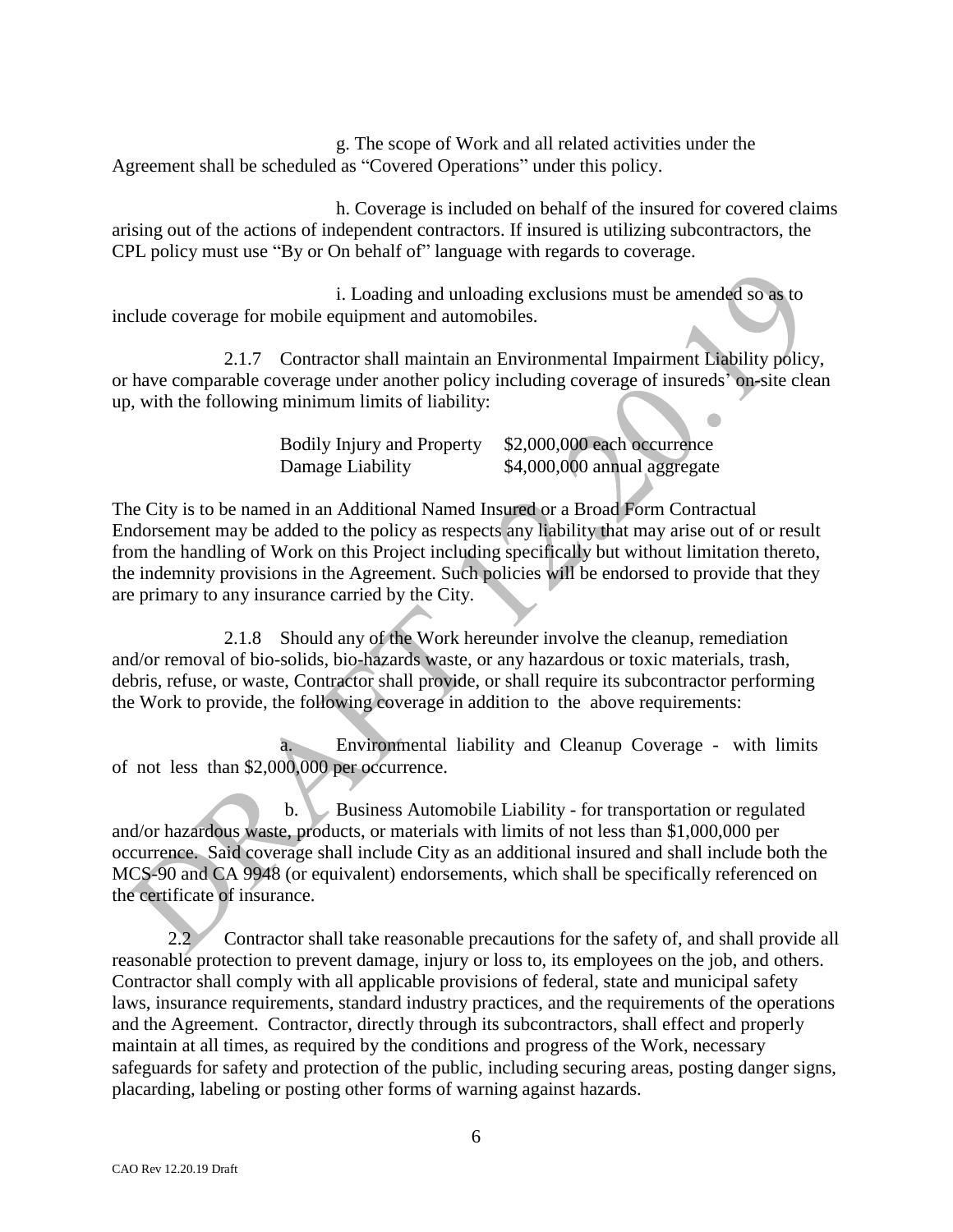g. The scope of Work and all related activities under the Agreement shall be scheduled as "Covered Operations" under this policy.

h. Coverage is included on behalf of the insured for covered claims arising out of the actions of independent contractors. If insured is utilizing subcontractors, the CPL policy must use "By or On behalf of" language with regards to coverage.

i. Loading and unloading exclusions must be amended so as to include coverage for mobile equipment and automobiles.

2.1.7 Contractor shall maintain an Environmental Impairment Liability policy, or have comparable coverage under another policy including coverage of insureds' on-site clean up, with the following minimum limits of liability:

| | |
|---|---|
| Bodily Injury and Property Damage Liability | \$2,000,000 each occurrence<br>\$4,000,000 annual aggregate |

The City is to be named in an Additional Named Insured or a Broad Form Contractual Endorsement may be added to the policy as respects any liability that may arise out of or result from the handling of Work on this Project including specifically but without limitation thereto, the indemnity provisions in the Agreement. Such policies will be endorsed to provide that they are primary to any insurance carried by the City.

2.1.8 Should any of the Work hereunder involve the cleanup, remediation and/or removal of bio-solids, bio-hazards waste, or any hazardous or toxic materials, trash, debris, refuse, or waste, Contractor shall provide, or shall require its subcontractor performing the Work to provide, the following coverage in addition to the above requirements:

a. Environmental liability and Cleanup Coverage - with limits of not less than \$2,000,000 per occurrence.

b. Business Automobile Liability - for transportation or regulated and/or hazardous waste, products, or materials with limits of not less than \$1,000,000 per occurrence. Said coverage shall include City as an additional insured and shall include both the MCS-90 and CA 9948 (or equivalent) endorsements, which shall be specifically referenced on the certificate of insurance.

2.2 Contractor shall take reasonable precautions for the safety of, and shall provide all reasonable protection to prevent damage, injury or loss to, its employees on the job, and others. Contractor shall comply with all applicable provisions of federal, state and municipal safety laws, insurance requirements, standard industry practices, and the requirements of the operations and the Agreement. Contractor, directly through its subcontractors, shall effect and properly maintain at all times, as required by the conditions and progress of the Work, necessary safeguards for safety and protection of the public, including securing areas, posting danger signs, placarding, labeling or posting other forms of warning against hazards.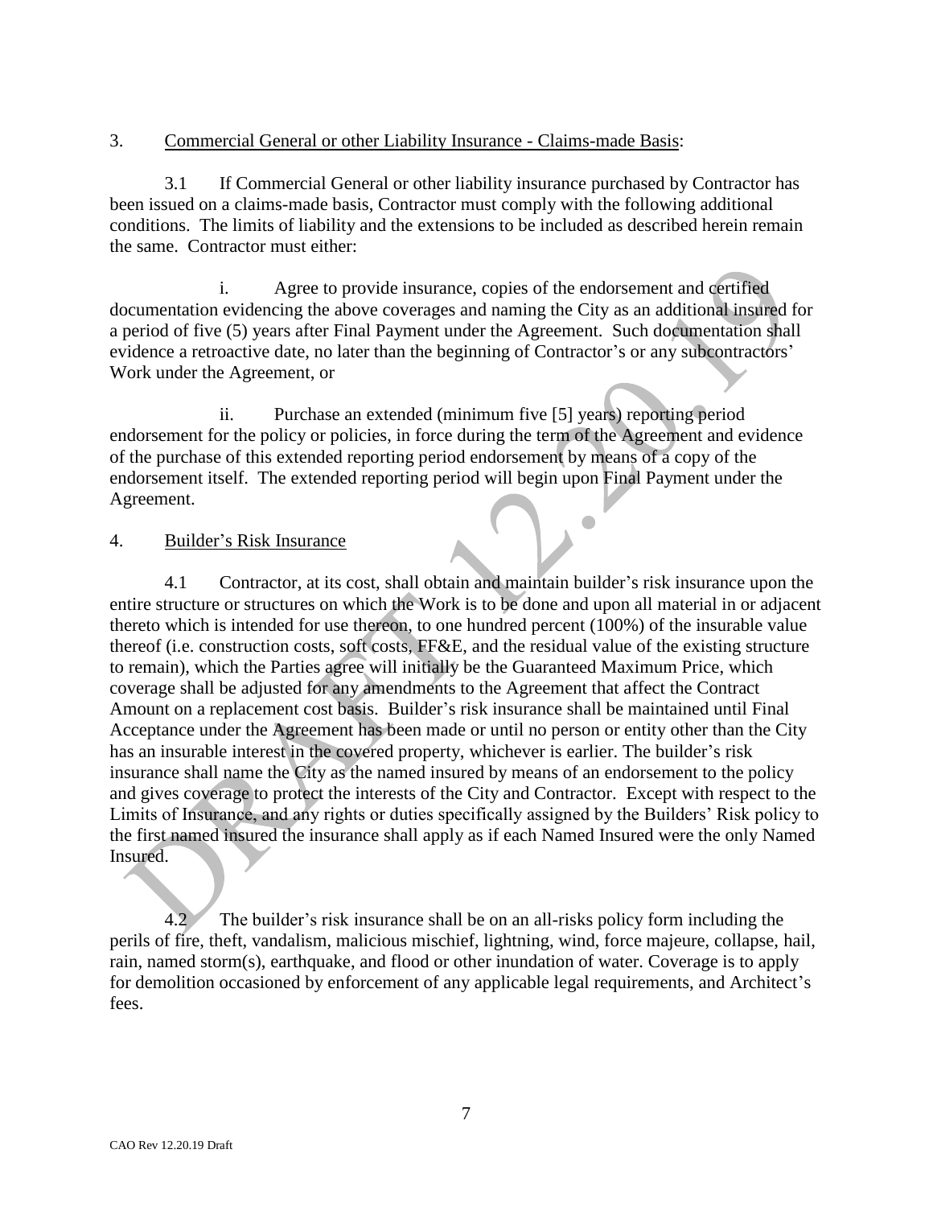3. Commercial General or other Liability Insurance - Claims-made Basis:

3.1 If Commercial General or other liability insurance purchased by Contractor has been issued on a claims-made basis, Contractor must comply with the following additional conditions. The limits of liability and the extensions to be included as described herein remain the same. Contractor must either:

i. Agree to provide insurance, copies of the endorsement and certified documentation evidencing the above coverages and naming the City as an additional insured for a period of five (5) years after Final Payment under the Agreement. Such documentation shall evidence a retroactive date, no later than the beginning of Contractor's or any subcontractors' Work under the Agreement, or

ii. Purchase an extended (minimum five [5] years) reporting period endorsement for the policy or policies, in force during the term of the Agreement and evidence of the purchase of this extended reporting period endorsement by means of a copy of the endorsement itself. The extended reporting period will begin upon Final Payment under the Agreement.

4. Builder's Risk Insurance

4.1 Contractor, at its cost, shall obtain and maintain builder's risk insurance upon the entire structure or structures on which the Work is to be done and upon all material in or adjacent thereto which is intended for use thereon, to one hundred percent (100%) of the insurable value thereof (i.e. construction costs, soft costs, FF&E, and the residual value of the existing structure to remain), which the Parties agree will initially be the Guaranteed Maximum Price, which coverage shall be adjusted for any amendments to the Agreement that affect the Contract Amount on a replacement cost basis. Builder's risk insurance shall be maintained until Final Acceptance under the Agreement has been made or until no person or entity other than the City has an insurable interest in the covered property, whichever is earlier. The builder's risk insurance shall name the City as the named insured by means of an endorsement to the policy and gives coverage to protect the interests of the City and Contractor. Except with respect to the Limits of Insurance, and any rights or duties specifically assigned by the Builders' Risk policy to the first named insured the insurance shall apply as if each Named Insured were the only Named Insured.

4.2 The builder's risk insurance shall be on an all-risks policy form including the perils of fire, theft, vandalism, malicious mischief, lightning, wind, force majeure, collapse, hail, rain, named storm(s), earthquake, and flood or other inundation of water. Coverage is to apply for demolition occasioned by enforcement of any applicable legal requirements, and Architect's fees.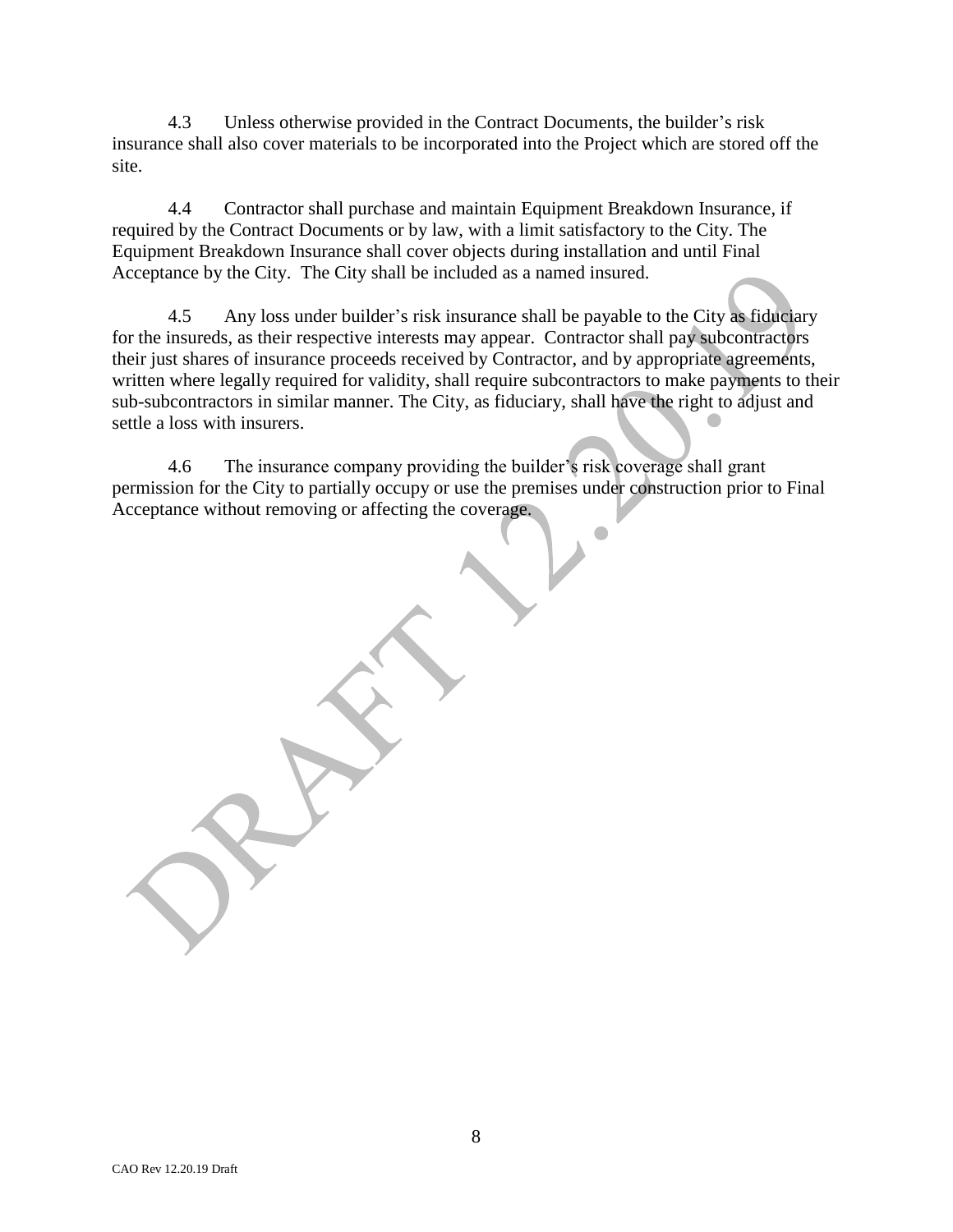4.3 Unless otherwise provided in the Contract Documents, the builder's risk insurance shall also cover materials to be incorporated into the Project which are stored off the site.

4.4 Contractor shall purchase and maintain Equipment Breakdown Insurance, if required by the Contract Documents or by law, with a limit satisfactory to the City. The Equipment Breakdown Insurance shall cover objects during installation and until Final Acceptance by the City. The City shall be included as a named insured.

4.5 Any loss under builder's risk insurance shall be payable to the City as fiduciary for the insureds, as their respective interests may appear. Contractor shall pay subcontractors their just shares of insurance proceeds received by Contractor, and by appropriate agreements, written where legally required for validity, shall require subcontractors to make payments to their sub-subcontractors in similar manner. The City, as fiduciary, shall have the right to adjust and settle a loss with insurers.

4.6 The insurance company providing the builder's risk coverage shall grant permission for the City to partially occupy or use the premises under construction prior to Final Acceptance without removing or affecting the coverage.